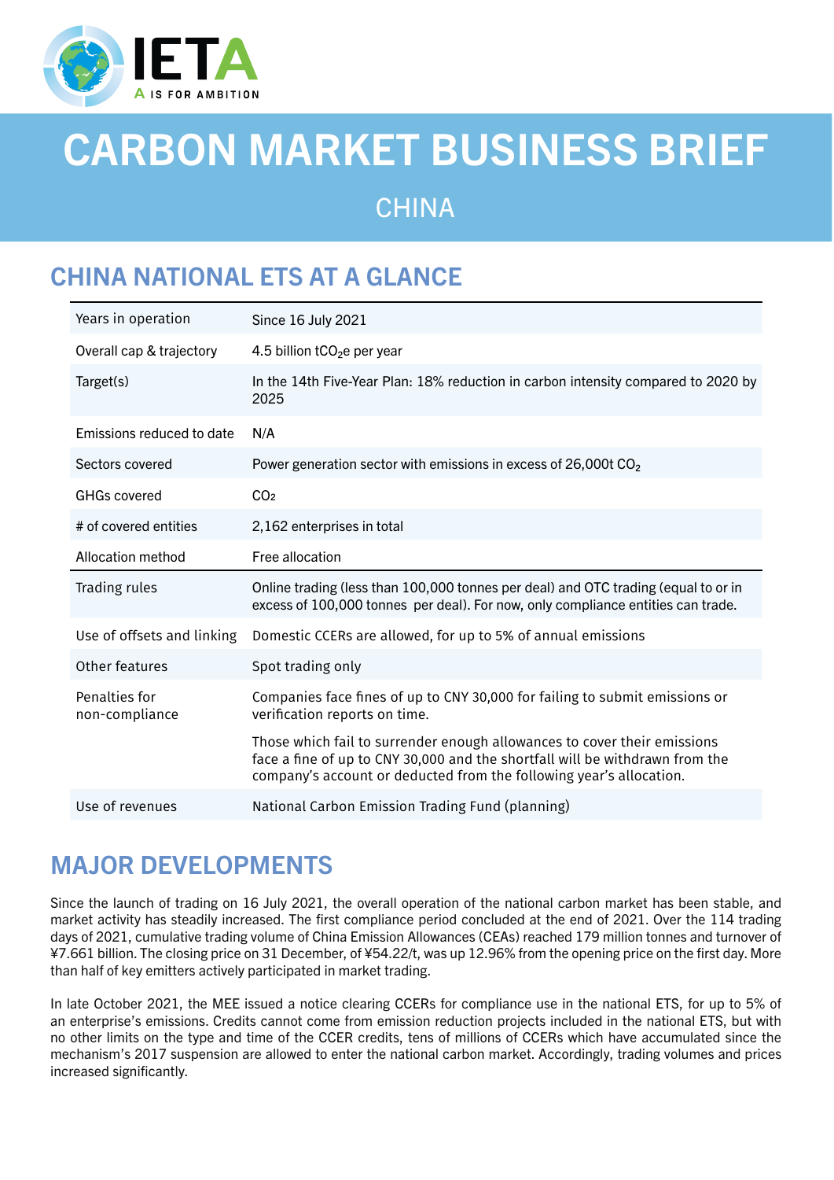# CARBON MARKET BUSINESS BRIEF

## CHINA

## CHINA NATIONAL ETS AT A GLANCE

| | |
|---|---|
| Years in operation | Since 16 July 2021 |
| Overall cap & trajectory | 4.5 billion $tCO_2e$ per year |
| Target(s) | In the 14th Five-Year Plan: 18% reduction in carbon intensity compared to 2020 by 2025 |
| Emissions reduced to date | N/A |
| Sectors covered | Power generation sector with emissions in excess of 26,000t $CO_2$ |
| GHGs covered | $CO_2$ |
| # of covered entities | 2,162 enterprises in total |
| Allocation method | Free allocation |
| Trading rules | Online trading (less than 100,000 tonnes per deal) and OTC trading (equal to or in excess of 100,000 tonnes per deal). For now, only compliance entities can trade. |
| Use of offsets and linking | Domestic CCERs are allowed, for up to 5% of annual emissions |
| Other features | Spot trading only |
| Penalties for non-compliance | Companies face fines of up to CNY 30,000 for failing to submit emissions or verification reports on time. Those which fail to surrender enough allowances to cover their emissions face a fine of up to CNY 30,000 and the shortfall will be withdrawn from the company's account or deducted from the following year's allocation. |
| Use of revenues | National Carbon Emission Trading Fund (planning) |

## MAJOR DEVELOPMENTS

Since the launch of trading on 16 July 2021, the overall operation of the national carbon market has been stable, and market activity has steadily increased. The first compliance period concluded at the end of 2021. Over the 114 trading days of 2021, cumulative trading volume of China Emission Allowances (CEAs) reached 179 million tonnes and turnover of ¥7.661 billion. The closing price on 31 December, of ¥54.22/t, was up 12.96% from the opening price on the first day. More than half of key emitters actively participated in market trading.

In late October 2021, the MEE issued a notice clearing CCERs for compliance use in the national ETS, for up to 5% of an enterprise's emissions. Credits cannot come from emission reduction projects included in the national ETS, but with no other limits on the type and time of the CCER credits, tens of millions of CCERs which have accumulated since the mechanism's 2017 suspension are allowed to enter the national carbon market. Accordingly, trading volumes and prices increased significantly.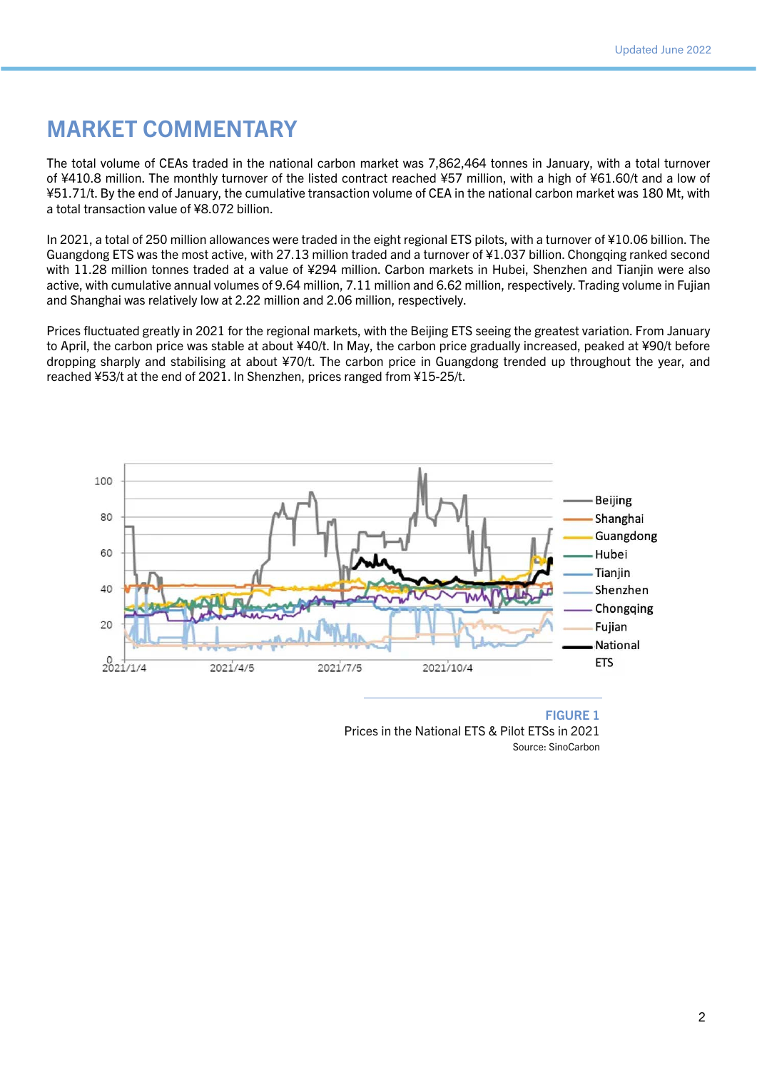## MARKET COMMENTARY

The total volume of CEAs traded in the national carbon market was 7,862,464 tonnes in January, with a total turnover of ¥410.8 million. The monthly turnover of the listed contract reached ¥57 million, with a high of ¥61.60/t and a low of ¥51.71/t. By the end of January, the cumulative transaction volume of CEA in the national carbon market was 180 Mt, with a total transaction value of ¥8.072 billion.

In 2021, a total of 250 million allowances were traded in the eight regional ETS pilots, with a turnover of ¥10.06 billion. The Guangdong ETS was the most active, with 27.13 million traded and a turnover of ¥1.037 billion. Chongqing ranked second with 11.28 million tonnes traded at a value of ¥294 million. Carbon markets in Hubei, Shenzhen and Tianjin were also active, with cumulative annual volumes of 9.64 million, 7.11 million and 6.62 million, respectively. Trading volume in Fujian and Shanghai was relatively low at 2.22 million and 2.06 million, respectively.

Prices fluctuated greatly in 2021 for the regional markets, with the Beijing ETS seeing the greatest variation. From January to April, the carbon price was stable at about ¥40/t. In May, the carbon price gradually increased, peaked at ¥90/t before dropping sharply and stabilising at about ¥70/t. The carbon price in Guangdong trended up throughout the year, and reached ¥53/t at the end of 2021. In Shenzhen, prices ranged from ¥15-25/t.

**FIGURE 1**

Prices in the National ETS & Pilot ETSs in 2021

Source: SinoCarbon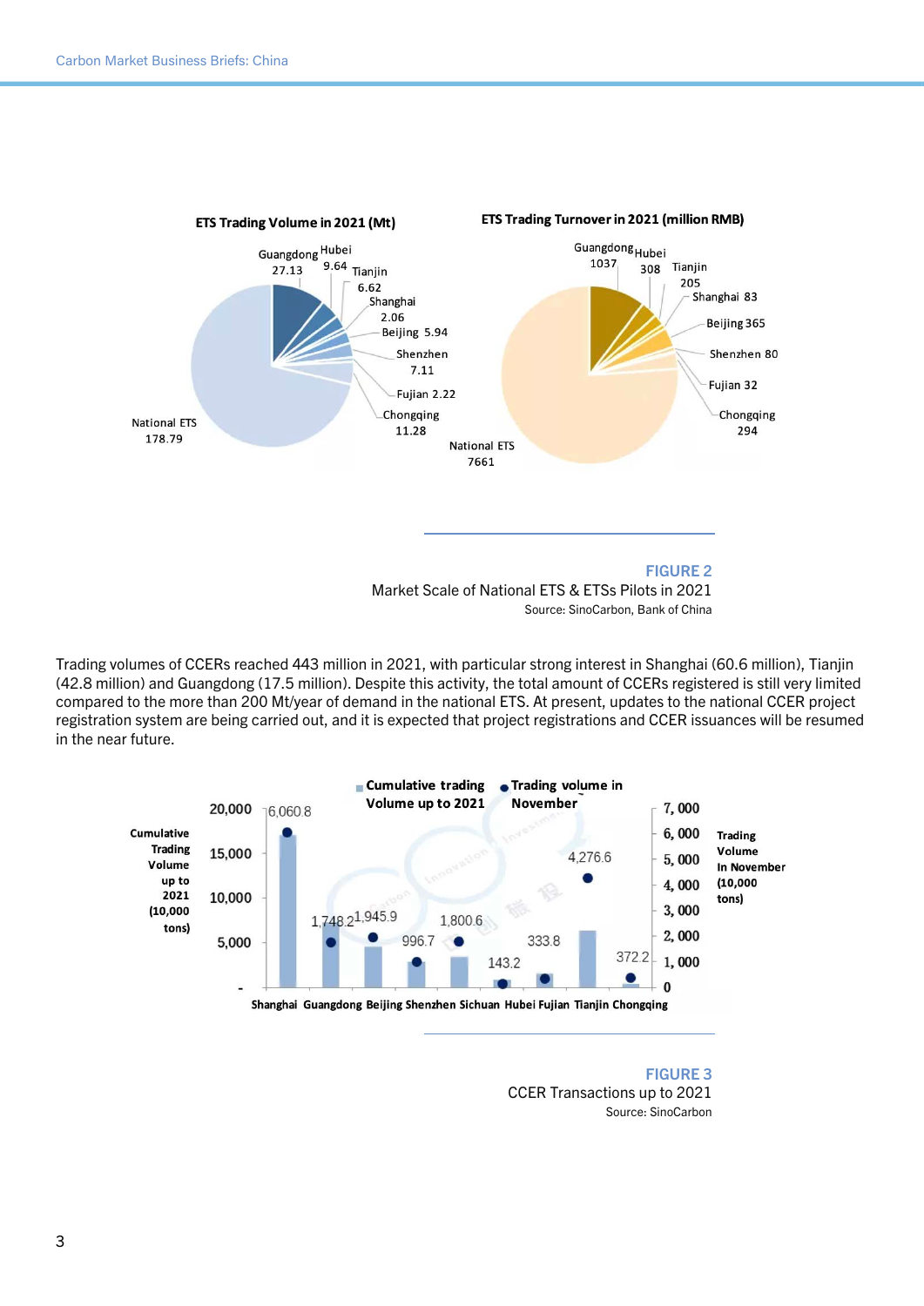**ETS Trading Volume in 2021 (Mt)**

| Region | Volume (Mt) |
|---|---|
| Guangdong | 27.13 |
| Hubei | 9.64 |
| Tianjin | 6.62 |
| Shanghai | 2.06 |
| Beijing | 5.94 |
| Shenzhen | 7.11 |
| Fujian | 2.22 |
| Chongqing | 11.28 |
| National ETS | 178.79 |

**ETS Trading Turnover in 2021 (million RMB)**

| Region | Turnover (million RMB) |
|---|---|
| Guangdong | 1037 |
| Hubei | 308 |
| Tianjin | 205 |
| Shanghai | 83 |
| Beijing | 365 |
| Shenzhen | 80 |
| Fujian | 32 |
| Chongqing | 294 |
| National ETS | 7661 |

**FIGURE 2**

Market Scale of National ETS & ETSs Pilots in 2021

Source: SinoCarbon, Bank of China

Trading volumes of CCERs reached 443 million in 2021, with particular strong interest in Shanghai (60.6 million), Tianjin (42.8 million) and Guangdong (17.5 million). Despite this activity, the total amount of CCERs registered is still very limited compared to the more than 200 Mt/year of demand in the national ETS. At present, updates to the national CCER project registration system are being carried out, and it is expected that project registrations and CCER issuances will be resumed in the near future.

| Region | Cumulative trading Volume up to 2021 (10,000 tons) |
|---|---|
| Shanghai | 16,060.8 |
| Guangdong | 1,748.2 |
| Beijing | 1,945.9 |
| Shenzhen | 996.7 |
| Sichuan | 1,800.6 |
| Hubei | 143.2 |
| Fujian | 333.8 |
| Tianjin | 4,276.6 |
| Chongqing | 372.2 |

Legend: Cumulative trading Volume up to 2021; Trading volume in November. Left axis: Cumulative Trading Volume up to 2021 (10,000 tons). Right axis: Trading Volume In November (10,000 tons).

**FIGURE 3**

CCER Transactions up to 2021

Source: SinoCarbon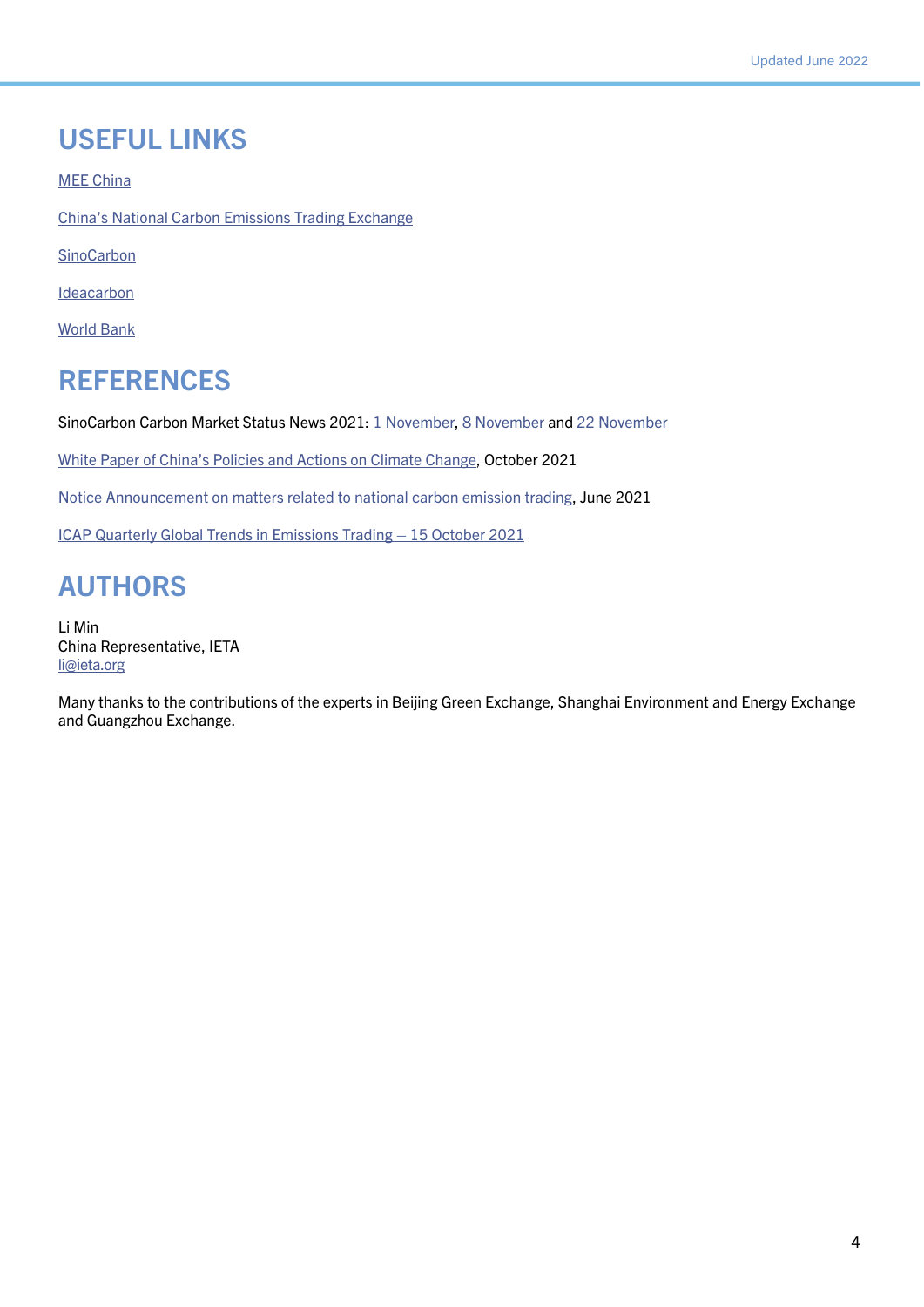## USEFUL LINKS

MEE China

China's National Carbon Emissions Trading Exchange

SinoCarbon

Ideacarbon

World Bank

## REFERENCES

SinoCarbon Carbon Market Status News 2021: 1 November, 8 November and 22 November

White Paper of China's Policies and Actions on Climate Change, October 2021

Notice Announcement on matters related to national carbon emission trading, June 2021

ICAP Quarterly Global Trends in Emissions Trading – 15 October 2021

## AUTHORS

Li Min
China Representative, IETA
li@ieta.org

Many thanks to the contributions of the experts in Beijing Green Exchange, Shanghai Environment and Energy Exchange and Guangzhou Exchange.